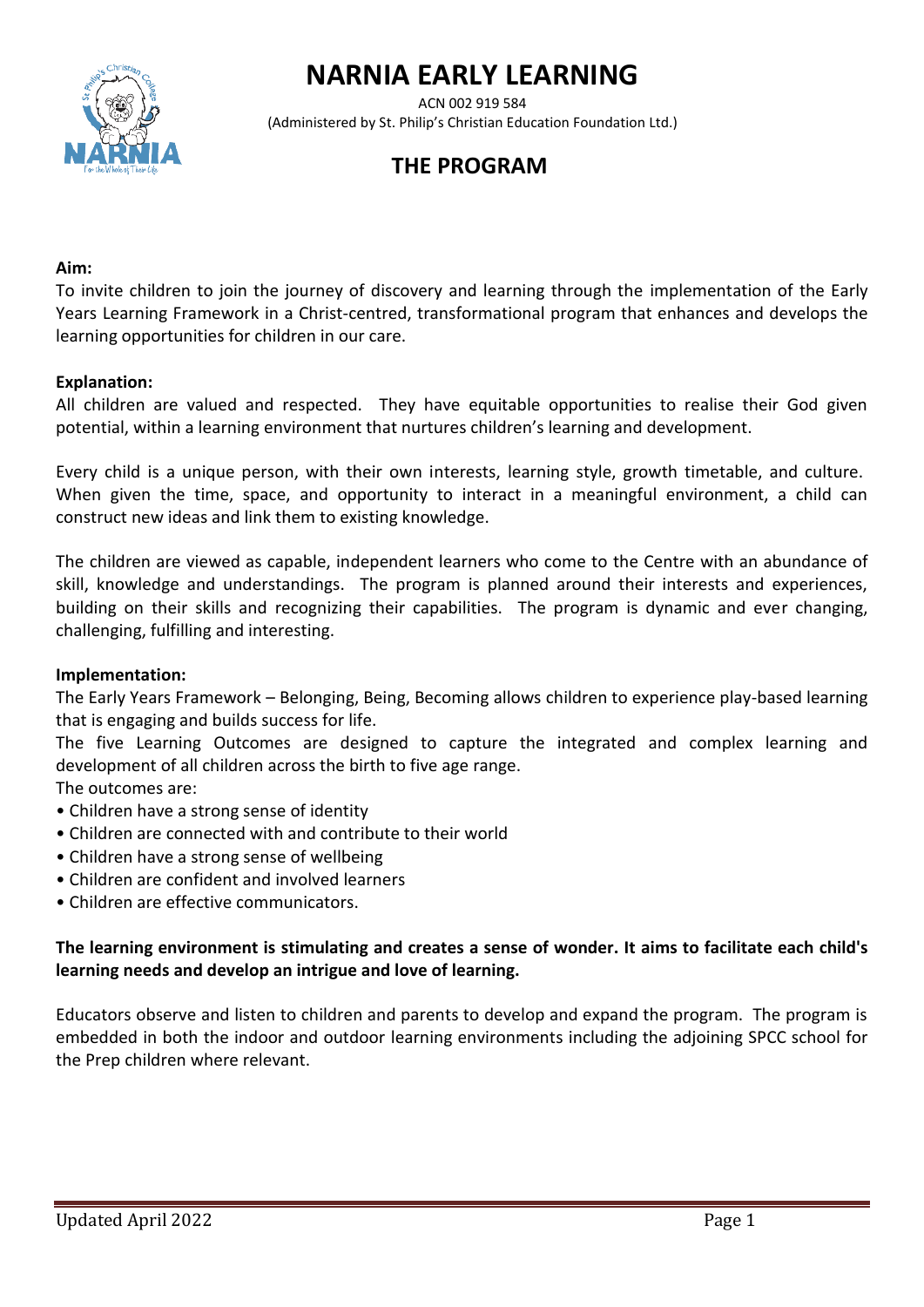# NARNIA EARLY LEARNING

ACN 002 919 584
(Administered by St. Philip's Christian Education Foundation Ltd.)

## THE PROGRAM

**Aim:**
To invite children to join the journey of discovery and learning through the implementation of the Early Years Learning Framework in a Christ-centred, transformational program that enhances and develops the learning opportunities for children in our care.

**Explanation:**
All children are valued and respected. They have equitable opportunities to realise their God given potential, within a learning environment that nurtures children's learning and development.

Every child is a unique person, with their own interests, learning style, growth timetable, and culture. When given the time, space, and opportunity to interact in a meaningful environment, a child can construct new ideas and link them to existing knowledge.

The children are viewed as capable, independent learners who come to the Centre with an abundance of skill, knowledge and understandings. The program is planned around their interests and experiences, building on their skills and recognizing their capabilities. The program is dynamic and ever changing, challenging, fulfilling and interesting.

**Implementation:**
The Early Years Framework – Belonging, Being, Becoming allows children to experience play-based learning that is engaging and builds success for life.
The five Learning Outcomes are designed to capture the integrated and complex learning and development of all children across the birth to five age range.
The outcomes are:

- Children have a strong sense of identity
- Children are connected with and contribute to their world
- Children have a strong sense of wellbeing
- Children are confident and involved learners
- Children are effective communicators.

**The learning environment is stimulating and creates a sense of wonder. It aims to facilitate each child's learning needs and develop an intrigue and love of learning.**

Educators observe and listen to children and parents to develop and expand the program. The program is embedded in both the indoor and outdoor learning environments including the adjoining SPCC school for the Prep children where relevant.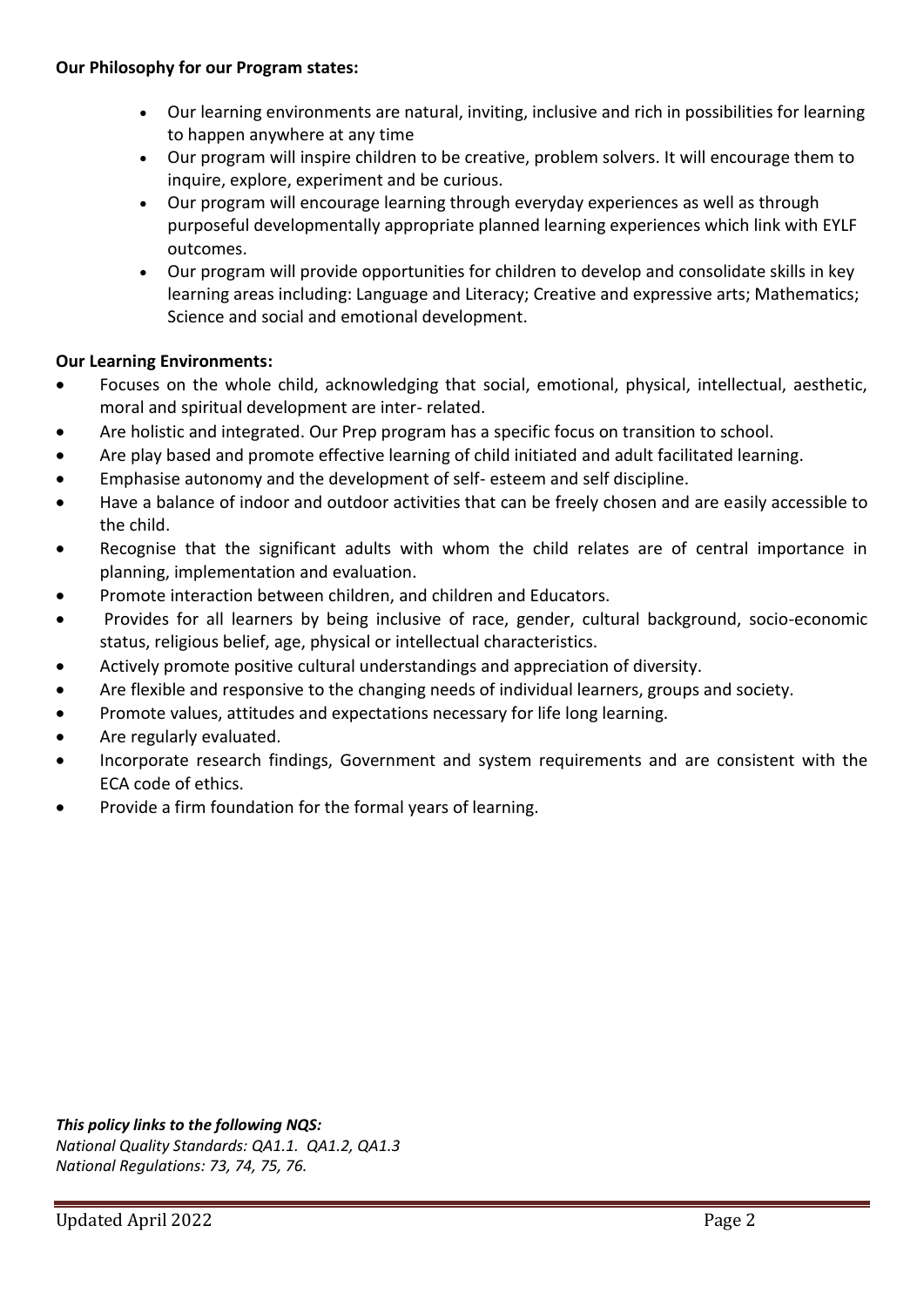**Our Philosophy for our Program states:**

- Our learning environments are natural, inviting, inclusive and rich in possibilities for learning to happen anywhere at any time
- Our program will inspire children to be creative, problem solvers. It will encourage them to inquire, explore, experiment and be curious.
- Our program will encourage learning through everyday experiences as well as through purposeful developmentally appropriate planned learning experiences which link with EYLF outcomes.
- Our program will provide opportunities for children to develop and consolidate skills in key learning areas including: Language and Literacy; Creative and expressive arts; Mathematics; Science and social and emotional development.

**Our Learning Environments:**

- Focuses on the whole child, acknowledging that social, emotional, physical, intellectual, aesthetic, moral and spiritual development are inter- related.
- Are holistic and integrated. Our Prep program has a specific focus on transition to school.
- Are play based and promote effective learning of child initiated and adult facilitated learning.
- Emphasise autonomy and the development of self- esteem and self discipline.
- Have a balance of indoor and outdoor activities that can be freely chosen and are easily accessible to the child.
- Recognise that the significant adults with whom the child relates are of central importance in planning, implementation and evaluation.
- Promote interaction between children, and children and Educators.
- Provides for all learners by being inclusive of race, gender, cultural background, socio-economic status, religious belief, age, physical or intellectual characteristics.
- Actively promote positive cultural understandings and appreciation of diversity.
- Are flexible and responsive to the changing needs of individual learners, groups and society.
- Promote values, attitudes and expectations necessary for life long learning.
- Are regularly evaluated.
- Incorporate research findings, Government and system requirements and are consistent with the ECA code of ethics.
- Provide a firm foundation for the formal years of learning.

***This policy links to the following NQS:***
*National Quality Standards: QA1.1. QA1.2, QA1.3*
*National Regulations: 73, 74, 75, 76.*

Updated April 2022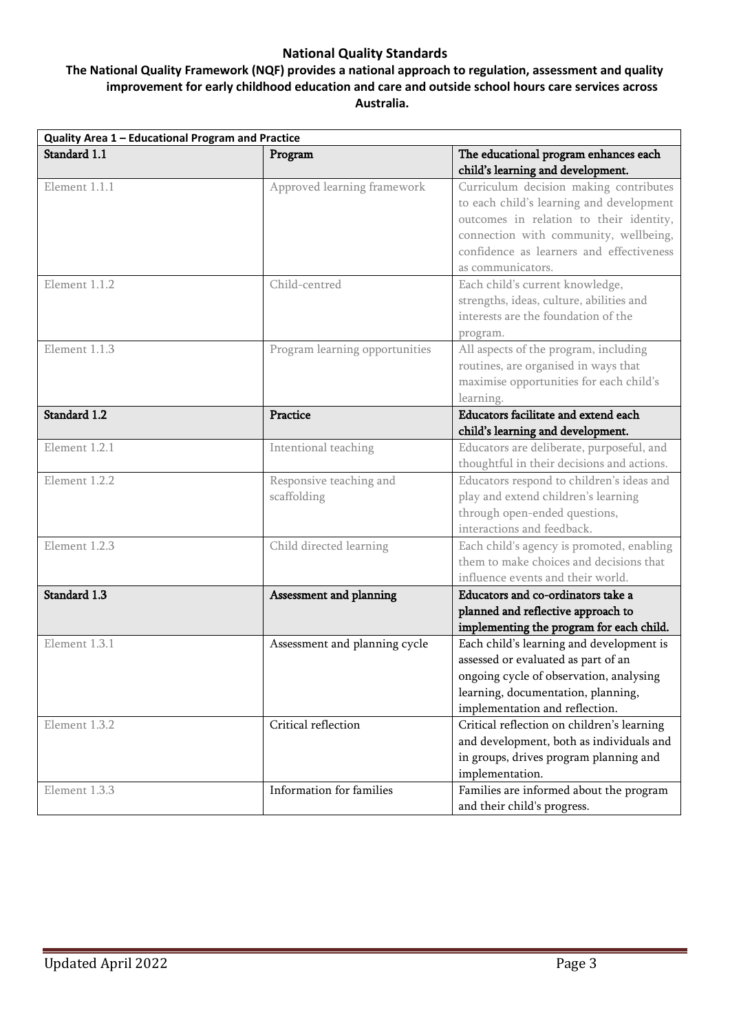## National Quality Standards

**The National Quality Framework (NQF) provides a national approach to regulation, assessment and quality improvement for early childhood education and care and outside school hours care services across Australia.**

| Quality Area 1 – Educational Program and Practice | | |
|---|---|---|
| **Standard 1.1** | **Program** | **The educational program enhances each child's learning and development.** |
| Element 1.1.1 | Approved learning framework | Curriculum decision making contributes to each child's learning and development outcomes in relation to their identity, connection with community, wellbeing, confidence as learners and effectiveness as communicators. |
| Element 1.1.2 | Child-centred | Each child's current knowledge, strengths, ideas, culture, abilities and interests are the foundation of the program. |
| Element 1.1.3 | Program learning opportunities | All aspects of the program, including routines, are organised in ways that maximise opportunities for each child's learning. |
| **Standard 1.2** | **Practice** | **Educators facilitate and extend each child's learning and development.** |
| Element 1.2.1 | Intentional teaching | Educators are deliberate, purposeful, and thoughtful in their decisions and actions. |
| Element 1.2.2 | Responsive teaching and scaffolding | Educators respond to children's ideas and play and extend children's learning through open-ended questions, interactions and feedback. |
| Element 1.2.3 | Child directed learning | Each child's agency is promoted, enabling them to make choices and decisions that influence events and their world. |
| **Standard 1.3** | **Assessment and planning** | **Educators and co-ordinators take a planned and reflective approach to implementing the program for each child.** |
| Element 1.3.1 | Assessment and planning cycle | Each child's learning and development is assessed or evaluated as part of an ongoing cycle of observation, analysing learning, documentation, planning, implementation and reflection. |
| Element 1.3.2 | Critical reflection | Critical reflection on children's learning and development, both as individuals and in groups, drives program planning and implementation. |
| Element 1.3.3 | Information for families | Families are informed about the program and their child's progress. |

Updated April 2022